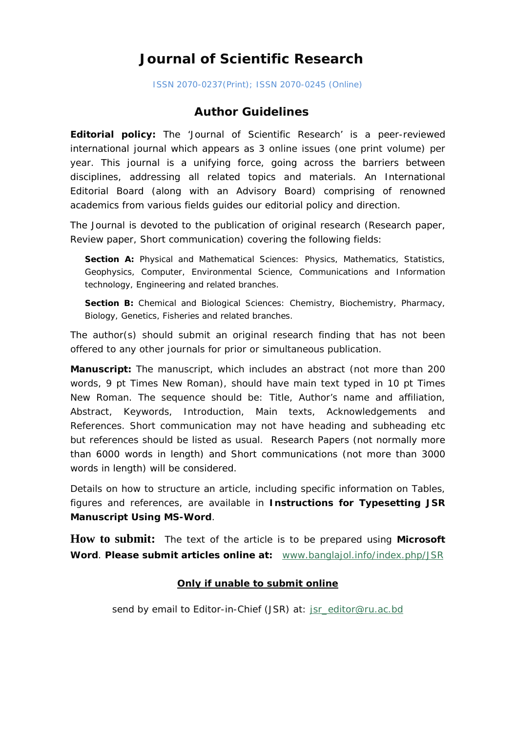# Journal of Scientific Research

ISSN 2070-0237(Print); ISSN 2070-0245 (Online)

## Author Guidelines

**Editorial policy:** The 'Journal of Scientific Research' is a peer-reviewed international journal which appears as 3 online issues (one print volume) per year. This journal is a unifying force, going across the barriers between disciplines, addressing all related topics and materials. An International Editorial Board (along with an Advisory Board) comprising of renowned academics from various fields guides our editorial policy and direction.

The Journal is devoted to the publication of original research (Research paper, Review paper, Short communication) covering the following fields:

> **Section A:** Physical and Mathematical Sciences: Physics, Mathematics, Statistics, Geophysics, Computer, Environmental Science, Communications and Information technology, Engineering and related branches.
>
> **Section B:** Chemical and Biological Sciences: Chemistry, Biochemistry, Pharmacy, Biology, Genetics, Fisheries and related branches.

The author(s) should submit an original research finding that has not been offered to any other journals for prior or simultaneous publication.

**Manuscript:** The manuscript, which includes an abstract (not more than 200 words, 9 pt Times New Roman), should have main text typed in 10 pt Times New Roman. The sequence should be: Title, Author's name and affiliation, Abstract, Keywords, Introduction, Main texts, Acknowledgements and References. Short communication may not have heading and subheading etc but references should be listed as usual. Research Papers (not normally more than 6000 words in length) and Short communications (not more than 3000 words in length) will be considered.

Details on how to structure an article, including specific information on Tables, figures and references, are available in **Instructions for Typesetting JSR Manuscript Using MS-Word**.

**How to submit:** The text of the article is to be prepared using **Microsoft Word**. **Please submit articles online at:** www.banglajol.info/index.php/JSR

**Only if unable to submit online**

send by email to Editor-in-Chief (JSR) at: jsr_editor@ru.ac.bd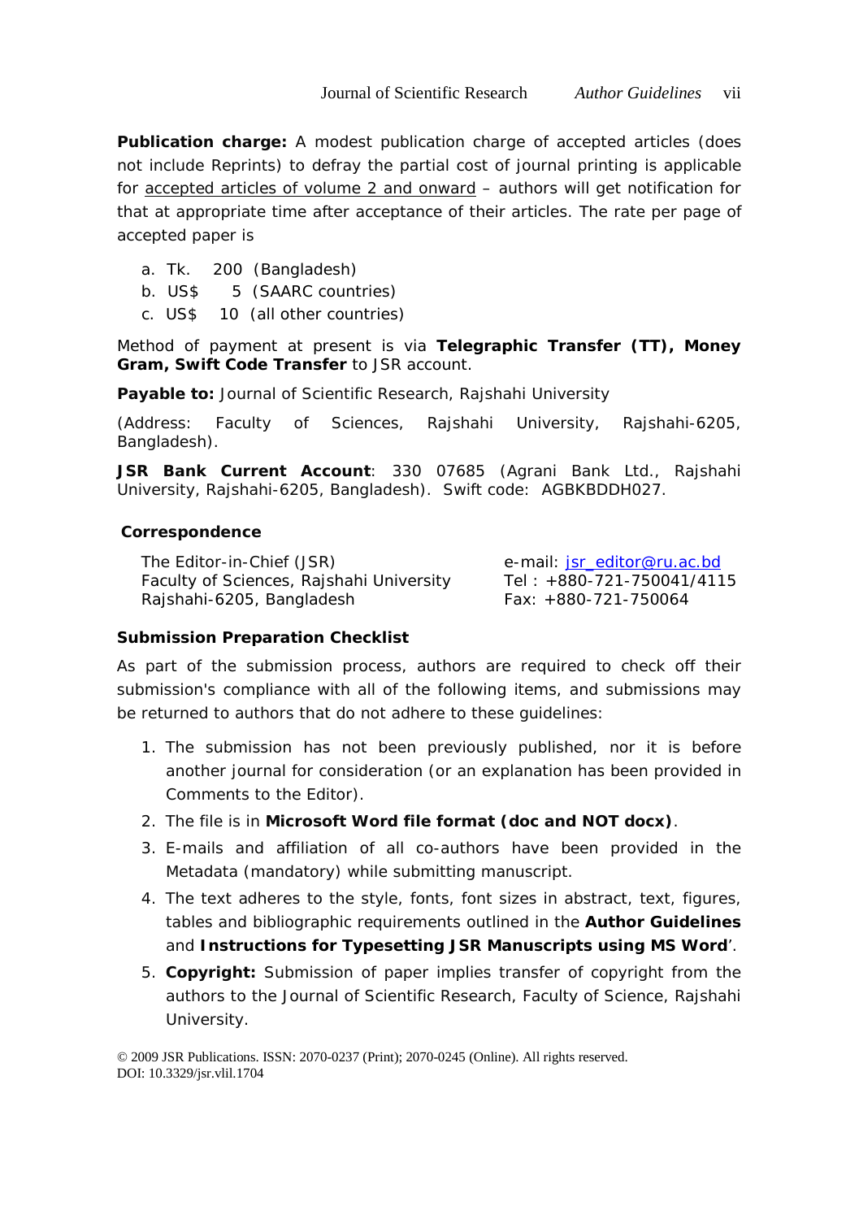**Publication charge:** A modest publication charge of accepted articles (does not include Reprints) to defray the partial cost of journal printing is applicable for accepted articles of volume 2 and onward – authors will get notification for that at appropriate time after acceptance of their articles. The rate per page of accepted paper is

a. Tk. 200 (Bangladesh)
b. US$ 5 (SAARC countries)
c. US$ 10 (all other countries)

Method of payment at present is via **Telegraphic Transfer (TT), Money Gram, Swift Code Transfer** to JSR account.

**Payable to:** Journal of Scientific Research, Rajshahi University

(Address: Faculty of Sciences, Rajshahi University, Rajshahi-6205, Bangladesh).

**JSR Bank Current Account**: 330 07685 (Agrani Bank Ltd., Rajshahi University, Rajshahi-6205, Bangladesh). Swift code: AGBKBDDH027.

### Correspondence

The Editor-in-Chief (JSR)
Faculty of Sciences, Rajshahi University
Rajshahi-6205, Bangladesh

e-mail: jsr_editor@ru.ac.bd
Tel : +880-721-750041/4115
Fax: +880-721-750064

### Submission Preparation Checklist

As part of the submission process, authors are required to check off their submission's compliance with all of the following items, and submissions may be returned to authors that do not adhere to these guidelines:

1. The submission has not been previously published, nor it is before another journal for consideration (or an explanation has been provided in Comments to the Editor).
2. The file is in **Microsoft Word file format (doc and NOT docx)**.
3. E-mails and affiliation of all co-authors have been provided in the Metadata (mandatory) while submitting manuscript.
4. The text adheres to the style, fonts, font sizes in abstract, text, figures, tables and bibliographic requirements outlined in the **Author Guidelines** and **Instructions for Typesetting JSR Manuscripts using MS Word**'.
5. **Copyright:** Submission of paper implies transfer of copyright from the authors to the Journal of Scientific Research, Faculty of Science, Rajshahi University.

© 2009 JSR Publications. ISSN: 2070-0237 (Print); 2070-0245 (Online). All rights reserved.
DOI: 10.3329/jsr.vlil.1704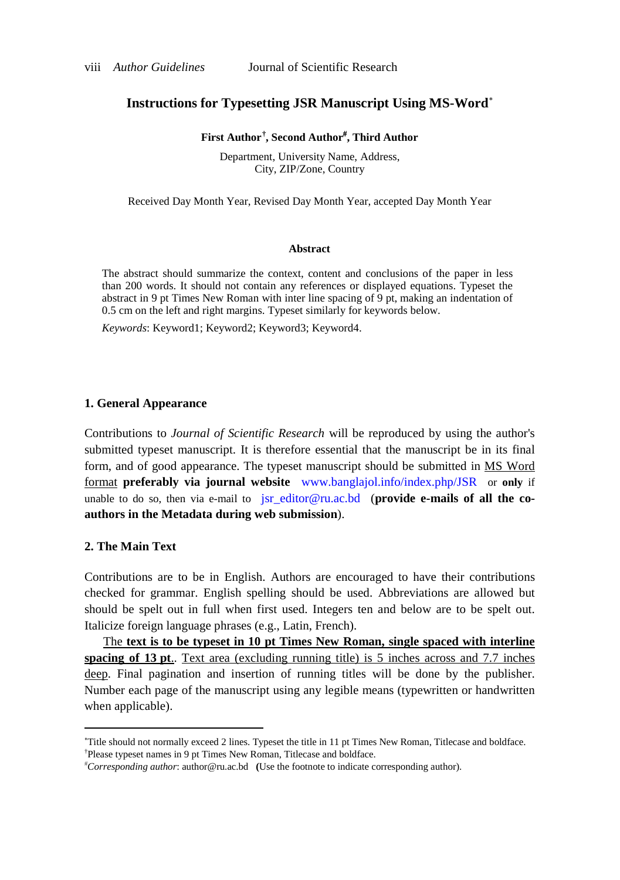# Instructions for Typesetting JSR Manuscript Using MS-Word[*]

**First Author[†], Second Author[#], Third Author**

Department, University Name, Address,
City, ZIP/Zone, Country

Received Day Month Year, Revised Day Month Year, accepted Day Month Year

### Abstract

The abstract should summarize the context, content and conclusions of the paper in less than 200 words. It should not contain any references or displayed equations. Typeset the abstract in 9 pt Times New Roman with inter line spacing of 9 pt, making an indentation of 0.5 cm on the left and right margins. Typeset similarly for keywords below.

*Keywords*: Keyword1; Keyword2; Keyword3; Keyword4.

## 1. General Appearance

Contributions to *Journal of Scientific Research* will be reproduced by using the author's submitted typeset manuscript. It is therefore essential that the manuscript be in its final form, and of good appearance. The typeset manuscript should be submitted in MS Word format **preferably via journal website** www.banglajol.info/index.php/JSR or **only** if unable to do so, then via e-mail to jsr_editor@ru.ac.bd (**provide e-mails of all the co-authors in the Metadata during web submission**).

## 2. The Main Text

Contributions are to be in English. Authors are encouraged to have their contributions checked for grammar. English spelling should be used. Abbreviations are allowed but should be spelt out in full when first used. Integers ten and below are to be spelt out. Italicize foreign language phrases (e.g., Latin, French).

The **text is to be typeset in 10 pt Times New Roman, single spaced with interline spacing of 13 pt**.. Text area (excluding running title) is 5 inches across and 7.7 inches deep. Final pagination and insertion of running titles will be done by the publisher. Number each page of the manuscript using any legible means (typewritten or handwritten when applicable).

---

[*] Title should not normally exceed 2 lines. Typeset the title in 11 pt Times New Roman, Titlecase and boldface.

[†] Please typeset names in 9 pt Times New Roman, Titlecase and boldface.

[#] *Corresponding author*: author@ru.ac.bd **(**Use the footnote to indicate corresponding author).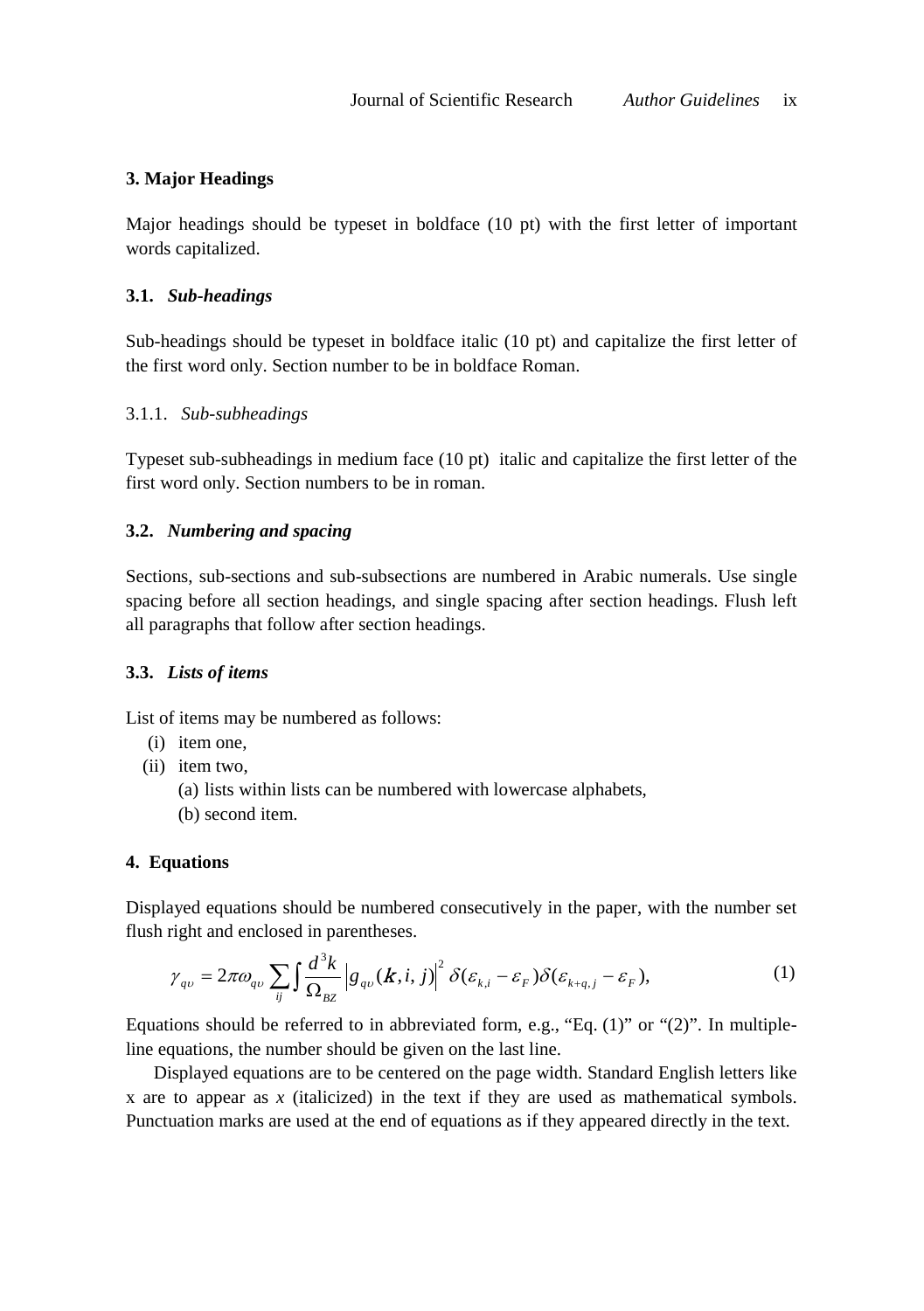## 3. Major Headings

Major headings should be typeset in boldface (10 pt) with the first letter of important words capitalized.

### 3.1. *Sub-headings*

Sub-headings should be typeset in boldface italic (10 pt) and capitalize the first letter of the first word only. Section number to be in boldface Roman.

#### 3.1.1. *Sub-subheadings*

Typeset sub-subheadings in medium face (10 pt) italic and capitalize the first letter of the first word only. Section numbers to be in roman.

### 3.2. *Numbering and spacing*

Sections, sub-sections and sub-subsections are numbered in Arabic numerals. Use single spacing before all section headings, and single spacing after section headings. Flush left all paragraphs that follow after section headings.

### 3.3. *Lists of items*

List of items may be numbered as follows:

(i) item one,

(ii) item two,

  (a) lists within lists can be numbered with lowercase alphabets,

  (b) second item.

## 4. Equations

Displayed equations should be numbered consecutively in the paper, with the number set flush right and enclosed in parentheses.

$$\gamma_{q\upsilon} = 2\pi\omega_{q\upsilon} \sum_{ij} \int \frac{d^3k}{\Omega_{BZ}} \left| g_{q\upsilon}(\boldsymbol{k}, i, j) \right|^2 \delta(\varepsilon_{k,i} - \varepsilon_F)\delta(\varepsilon_{k+q,j} - \varepsilon_F), \tag{1}$$

Equations should be referred to in abbreviated form, e.g., "Eq. (1)" or "(2)". In multiple-line equations, the number should be given on the last line.

Displayed equations are to be centered on the page width. Standard English letters like x are to appear as *x* (italicized) in the text if they are used as mathematical symbols. Punctuation marks are used at the end of equations as if they appeared directly in the text.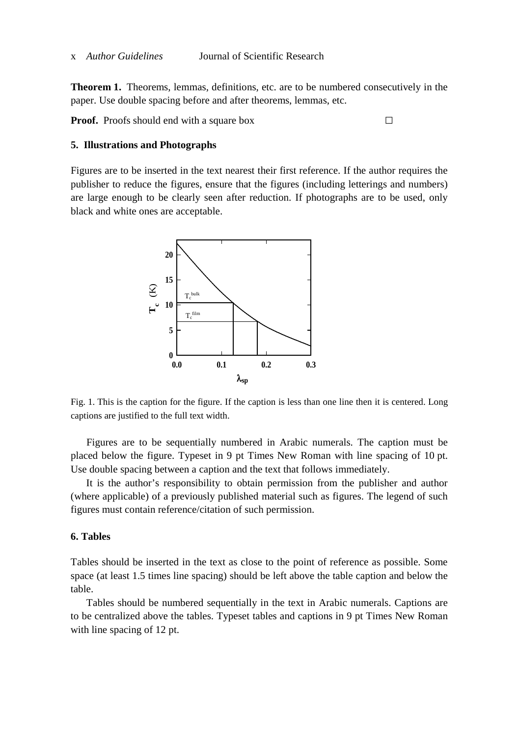**Theorem 1.** Theorems, lemmas, definitions, etc. are to be numbered consecutively in the paper. Use double spacing before and after theorems, lemmas, etc.

**Proof.** Proofs should end with a square box □

## 5. Illustrations and Photographs

Figures are to be inserted in the text nearest their first reference. If the author requires the publisher to reduce the figures, ensure that the figures (including letterings and numbers) are large enough to be clearly seen after reduction. If photographs are to be used, only black and white ones are acceptable.

Fig. 1. This is the caption for the figure. If the caption is less than one line then it is centered. Long captions are justified to the full text width.

Figures are to be sequentially numbered in Arabic numerals. The caption must be placed below the figure. Typeset in 9 pt Times New Roman with line spacing of 10 pt. Use double spacing between a caption and the text that follows immediately.

It is the author's responsibility to obtain permission from the publisher and author (where applicable) of a previously published material such as figures. The legend of such figures must contain reference/citation of such permission.

## 6. Tables

Tables should be inserted in the text as close to the point of reference as possible. Some space (at least 1.5 times line spacing) should be left above the table caption and below the table.

Tables should be numbered sequentially in the text in Arabic numerals. Captions are to be centralized above the tables. Typeset tables and captions in 9 pt Times New Roman with line spacing of 12 pt.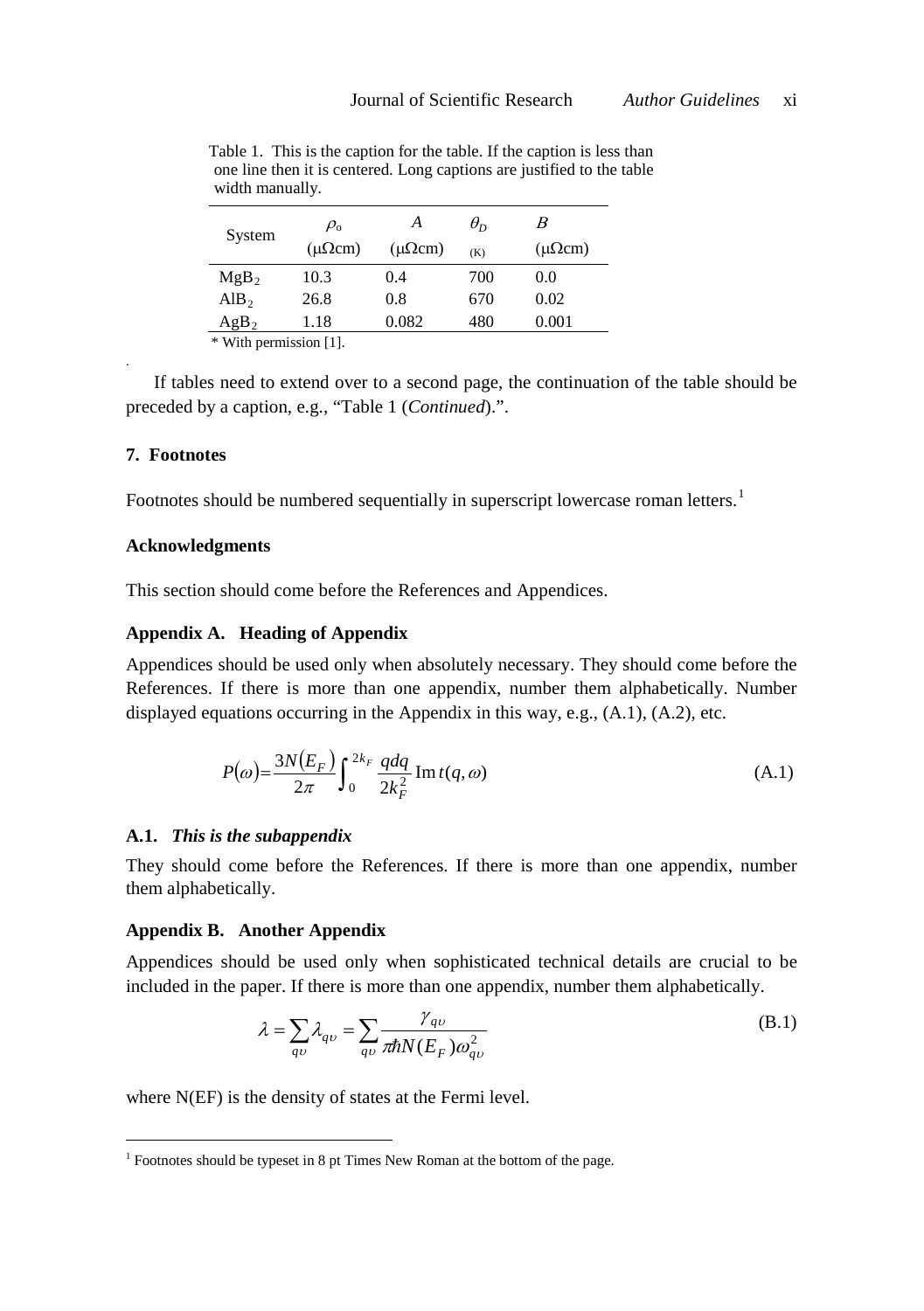Table 1. This is the caption for the table. If the caption is less than one line then it is centered. Long captions are justified to the table width manually.

| System | $\rho_o$ ($\mu\Omega$cm) | $A$ ($\mu\Omega$cm) | $\theta_D$ (K) | $B$ ($\mu\Omega$cm) |
|---|---|---|---|---|
| $MgB_2$ | 10.3 | 0.4 | 700 | 0.0 |
| $AlB_2$ | 26.8 | 0.8 | 670 | 0.02 |
| $AgB_2$ | 1.18 | 0.082 | 480 | 0.001 |

* With permission [1].

If tables need to extend over to a second page, the continuation of the table should be preceded by a caption, e.g., "Table 1 (*Continued*).".

### 7. Footnotes

Footnotes should be numbered sequentially in superscript lowercase roman letters.[1]

### Acknowledgments

This section should come before the References and Appendices.

### Appendix A. Heading of Appendix

Appendices should be used only when absolutely necessary. They should come before the References. If there is more than one appendix, number them alphabetically. Number displayed equations occurring in the Appendix in this way, e.g., (A.1), (A.2), etc.

$$P(\omega) = \frac{3N(E_F)}{2\pi} \int_0^{2k_F} \frac{qdq}{2k_F^2} \operatorname{Im} t(q,\omega) \tag{A.1}$$

#### A.1. *This is the subappendix*

They should come before the References. If there is more than one appendix, number them alphabetically.

### Appendix B. Another Appendix

Appendices should be used only when sophisticated technical details are crucial to be included in the paper. If there is more than one appendix, number them alphabetically.

$$\lambda = \sum_{q\upsilon} \lambda_{q\upsilon} = \sum_{q\upsilon} \frac{\gamma_{q\upsilon}}{\pi\hbar N(E_F)\omega_{q\upsilon}^2} \tag{B.1}$$

where N(EF) is the density of states at the Fermi level.

[1] Footnotes should be typeset in 8 pt Times New Roman at the bottom of the page.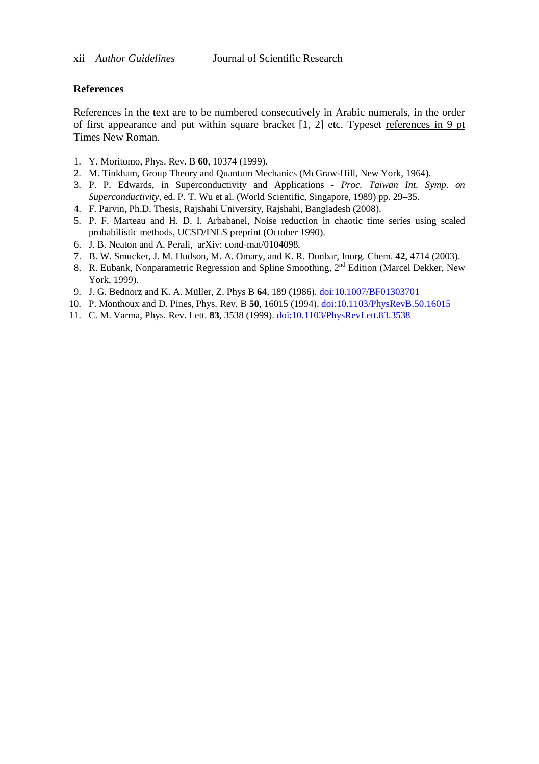## References

References in the text are to be numbered consecutively in Arabic numerals, in the order of first appearance and put within square bracket [1, 2] etc. Typeset references in 9 pt Times New Roman.

1. Y. Moritomo, Phys. Rev. B **60**, 10374 (1999).
2. M. Tinkham, Group Theory and Quantum Mechanics (McGraw-Hill, New York, 1964).
3. P. P. Edwards, in Superconductivity and Applications - *Proc. Taiwan Int. Symp. on Superconductivity*, ed. P. T. Wu et al. (World Scientific, Singapore, 1989) pp. 29–35.
4. F. Parvin, Ph.D. Thesis, Rajshahi University, Rajshahi, Bangladesh (2008).
5. P. F. Marteau and H. D. I. Arbabanel, Noise reduction in chaotic time series using scaled probabilistic methods, UCSD/INLS preprint (October 1990).
6. J. B. Neaton and A. Perali, arXiv: cond-mat/0104098.
7. B. W. Smucker, J. M. Hudson, M. A. Omary, and K. R. Dunbar, Inorg. Chem. **42**, 4714 (2003).
8. R. Eubank, Nonparametric Regression and Spline Smoothing, 2nd Edition (Marcel Dekker, New York, 1999).
9. J. G. Bednorz and K. A. Müller, Z. Phys B **64**, 189 (1986). doi:10.1007/BF01303701
10. P. Monthoux and D. Pines, Phys. Rev. B **50**, 16015 (1994). doi:10.1103/PhysRevB.50.16015
11. C. M. Varma, Phys. Rev. Lett. **83**, 3538 (1999). doi:10.1103/PhysRevLett.83.3538